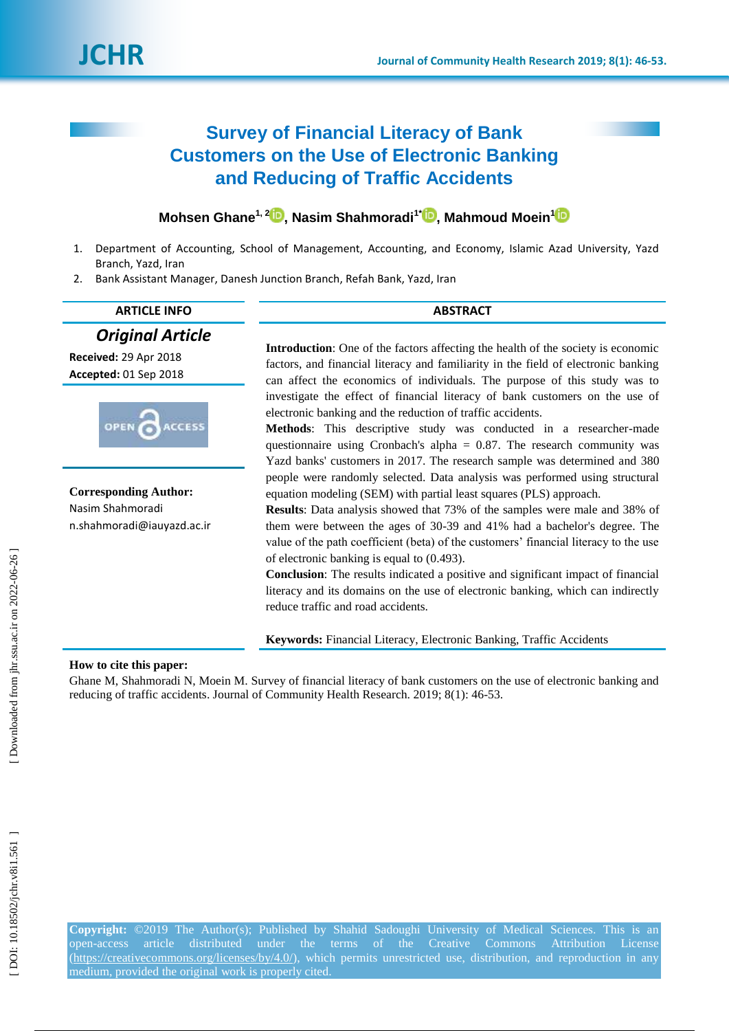# Survey of Financial Literacy of Bank Customers on the Use of Electronic Banking and Reducing of Traffic Accidents

**Mohsen Ghane[1, 2], Nasim Shahmoradi[1*], Mahmoud Moein[1]**

1. Department of Accounting, School of Management, Accounting, and Economy, Islamic Azad University, Yazd Branch, Yazd, Iran
2. Bank Assistant Manager, Danesh Junction Branch, Refah Bank, Yazd, Iran

**ARTICLE INFO**

***Original Article***

**Received:** 29 Apr 2018

**Accepted:** 01 Sep 2018

OPEN ACCESS

**Corresponding Author:**
Nasim Shahmoradi
n.shahmoradi@iauyazd.ac.ir

**ABSTRACT**

**Introduction**: One of the factors affecting the health of the society is economic factors, and financial literacy and familiarity in the field of electronic banking can affect the economics of individuals. The purpose of this study was to investigate the effect of financial literacy of bank customers on the use of electronic banking and the reduction of traffic accidents.

**Methods**: This descriptive study was conducted in a researcher-made questionnaire using Cronbach's alpha = 0.87. The research community was Yazd banks' customers in 2017. The research sample was determined and 380 people were randomly selected. Data analysis was performed using structural equation modeling (SEM) with partial least squares (PLS) approach.

**Results**: Data analysis showed that 73% of the samples were male and 38% of them were between the ages of 30-39 and 41% had a bachelor's degree. The value of the path coefficient (beta) of the customers' financial literacy to the use of electronic banking is equal to (0.493).

**Conclusion**: The results indicated a positive and significant impact of financial literacy and its domains on the use of electronic banking, which can indirectly reduce traffic and road accidents.

**Keywords:** Financial Literacy, Electronic Banking, Traffic Accidents

**How to cite this paper:**
Ghane M, Shahmoradi N, Moein M. Survey of financial literacy of bank customers on the use of electronic banking and reducing of traffic accidents. Journal of Community Health Research. 2019; 8(1): 46-53.

**Copyright:** ©2019 The Author(s); Published by Shahid Sadoughi University of Medical Sciences. This is an open-access article distributed under the terms of the Creative Commons Attribution License (https://creativecommons.org/licenses/by/4.0/), which permits unrestricted use, distribution, and reproduction in any medium, provided the original work is properly cited.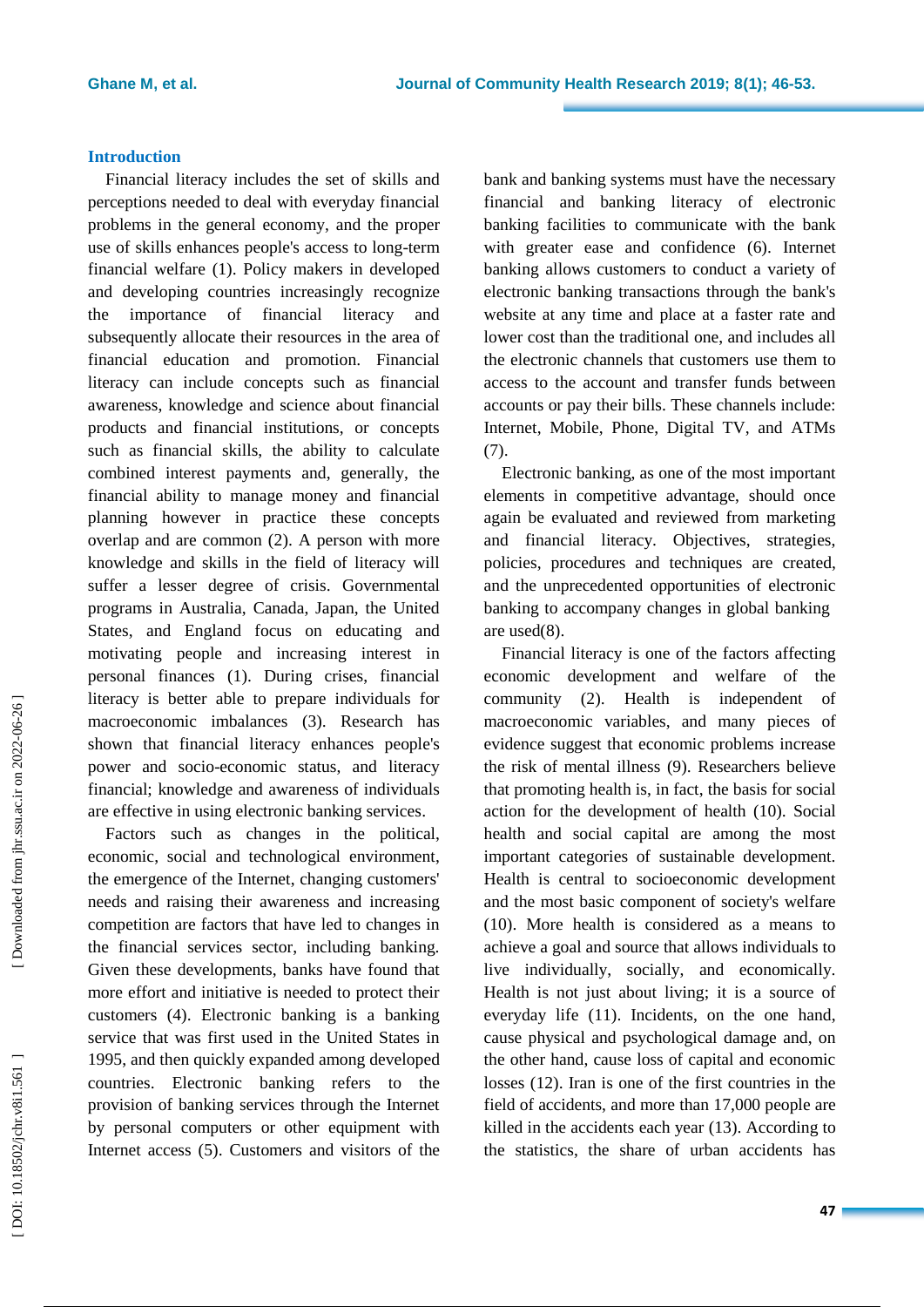## Introduction

Financial literacy includes the set of skills and perceptions needed to deal with everyday financial problems in the general economy, and the proper use of skills enhances people's access to long-term financial welfare (1). Policy makers in developed and developing countries increasingly recognize the importance of financial literacy and subsequently allocate their resources in the area of financial education and promotion. Financial literacy can include concepts such as financial awareness, knowledge and science about financial products and financial institutions, or concepts such as financial skills, the ability to calculate combined interest payments and, generally, the financial ability to manage money and financial planning however in practice these concepts overlap and are common (2). A person with more knowledge and skills in the field of literacy will suffer a lesser degree of crisis. Governmental programs in Australia, Canada, Japan, the United States, and England focus on educating and motivating people and increasing interest in personal finances (1). During crises, financial literacy is better able to prepare individuals for macroeconomic imbalances (3). Research has shown that financial literacy enhances people's power and socio-economic status, and literacy financial; knowledge and awareness of individuals are effective in using electronic banking services.

Factors such as changes in the political, economic, social and technological environment, the emergence of the Internet, changing customers' needs and raising their awareness and increasing competition are factors that have led to changes in the financial services sector, including banking. Given these developments, banks have found that more effort and initiative is needed to protect their customers (4). Electronic banking is a banking service that was first used in the United States in 1995, and then quickly expanded among developed countries. Electronic banking refers to the provision of banking services through the Internet by personal computers or other equipment with Internet access (5). Customers and visitors of the bank and banking systems must have the necessary financial and banking literacy of electronic banking facilities to communicate with the bank with greater ease and confidence (6). Internet banking allows customers to conduct a variety of electronic banking transactions through the bank's website at any time and place at a faster rate and lower cost than the traditional one, and includes all the electronic channels that customers use them to access to the account and transfer funds between accounts or pay their bills. These channels include: Internet, Mobile, Phone, Digital TV, and ATMs (7).

Electronic banking, as one of the most important elements in competitive advantage, should once again be evaluated and reviewed from marketing and financial literacy. Objectives, strategies, policies, procedures and techniques are created, and the unprecedented opportunities of electronic banking to accompany changes in global banking are used(8).

Financial literacy is one of the factors affecting economic development and welfare of the community (2). Health is independent of macroeconomic variables, and many pieces of evidence suggest that economic problems increase the risk of mental illness (9). Researchers believe that promoting health is, in fact, the basis for social action for the development of health (10). Social health and social capital are among the most important categories of sustainable development. Health is central to socioeconomic development and the most basic component of society's welfare (10). More health is considered as a means to achieve a goal and source that allows individuals to live individually, socially, and economically. Health is not just about living; it is a source of everyday life (11). Incidents, on the one hand, cause physical and psychological damage and, on the other hand, cause loss of capital and economic losses (12). Iran is one of the first countries in the field of accidents, and more than 17,000 people are killed in the accidents each year (13). According to the statistics, the share of urban accidents has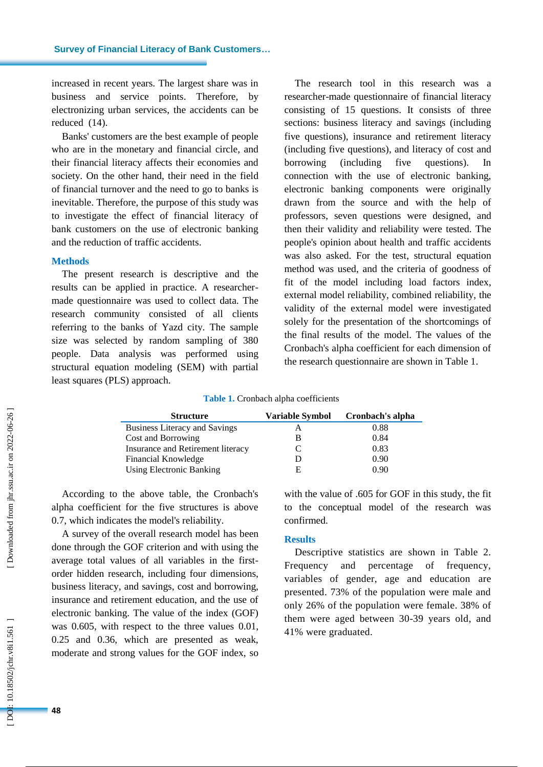increased in recent years. The largest share was in business and service points. Therefore, by electronizing urban services, the accidents can be reduced (14).

Banks' customers are the best example of people who are in the monetary and financial circle, and their financial literacy affects their economies and society. On the other hand, their need in the field of financial turnover and the need to go to banks is inevitable. Therefore, the purpose of this study was to investigate the effect of financial literacy of bank customers on the use of electronic banking and the reduction of traffic accidents.

## Methods

The present research is descriptive and the results can be applied in practice. A researcher-made questionnaire was used to collect data. The research community consisted of all clients referring to the banks of Yazd city. The sample size was selected by random sampling of 380 people. Data analysis was performed using structural equation modeling (SEM) with partial least squares (PLS) approach.

The research tool in this research was a researcher-made questionnaire of financial literacy consisting of 15 questions. It consists of three sections: business literacy and savings (including five questions), insurance and retirement literacy (including five questions), and literacy of cost and borrowing (including five questions). In connection with the use of electronic banking, electronic banking components were originally drawn from the source and with the help of professors, seven questions were designed, and then their validity and reliability were tested. The people's opinion about health and traffic accidents was also asked. For the test, structural equation method was used, and the criteria of goodness of fit of the model including load factors index, external model reliability, combined reliability, the validity of the external model were investigated solely for the presentation of the shortcomings of the final results of the model. The values of the Cronbach's alpha coefficient for each dimension of the research questionnaire are shown in Table 1.

**Table 1.** Cronbach alpha coefficients

| Structure | Variable Symbol | Cronbach's alpha |
|---|---|---|
| Business Literacy and Savings | A | 0.88 |
| Cost and Borrowing | B | 0.84 |
| Insurance and Retirement literacy | C | 0.83 |
| Financial Knowledge | D | 0.90 |
| Using Electronic Banking | E | 0.90 |

According to the above table, the Cronbach's alpha coefficient for the five structures is above 0.7, which indicates the model's reliability.

A survey of the overall research model has been done through the GOF criterion and with using the average total values of all variables in the first-order hidden research, including four dimensions, business literacy, and savings, cost and borrowing, insurance and retirement education, and the use of electronic banking. The value of the index (GOF) was 0.605, with respect to the three values 0.01, 0.25 and 0.36, which are presented as weak, moderate and strong values for the GOF index, so with the value of .605 for GOF in this study, the fit to the conceptual model of the research was confirmed.

## Results

Descriptive statistics are shown in Table 2. Frequency and percentage of frequency, variables of gender, age and education are presented. 73% of the population were male and only 26% of the population were female. 38% of them were aged between 30-39 years old, and 41% were graduated.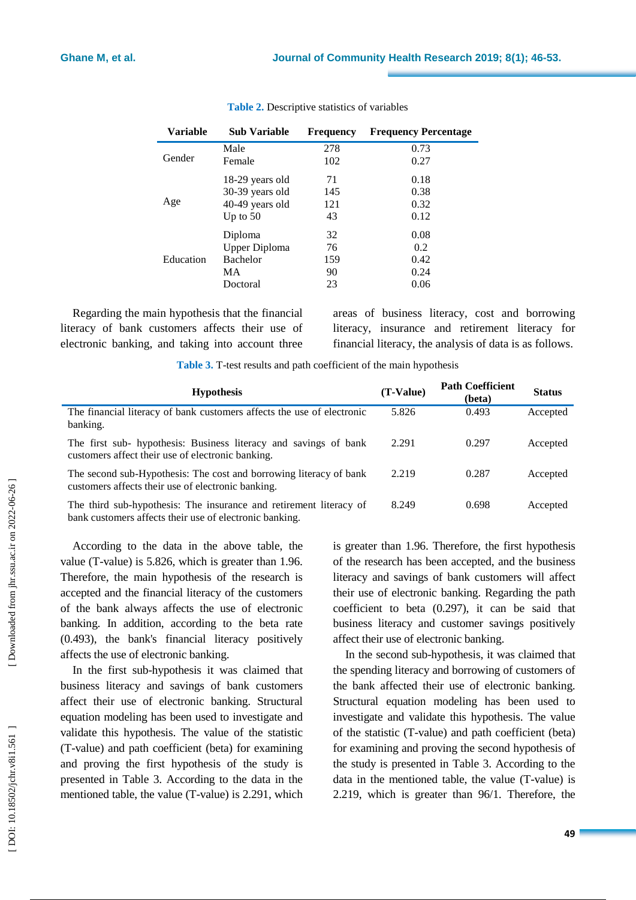**Table 2.** Descriptive statistics of variables

| Variable | Sub Variable | Frequency | Frequency Percentage |
|---|---|---|---|
| Gender | Male | 278 | 0.73 |
| | Female | 102 | 0.27 |
| Age | 18-29 years old | 71 | 0.18 |
| | 30-39 years old | 145 | 0.38 |
| | 40-49 years old | 121 | 0.32 |
| | Up to 50 | 43 | 0.12 |
| Education | Diploma | 32 | 0.08 |
| | Upper Diploma | 76 | 0.2 |
| | Bachelor | 159 | 0.42 |
| | MA | 90 | 0.24 |
| | Doctoral | 23 | 0.06 |

Regarding the main hypothesis that the financial literacy of bank customers affects their use of electronic banking, and taking into account three areas of business literacy, cost and borrowing literacy, insurance and retirement literacy for financial literacy, the analysis of data is as follows.

**Table 3.** T-test results and path coefficient of the main hypothesis

| Hypothesis | (T-Value) | Path Coefficient (beta) | Status |
|---|---|---|---|
| The financial literacy of bank customers affects the use of electronic banking. | 5.826 | 0.493 | Accepted |
| The first sub- hypothesis: Business literacy and savings of bank customers affect their use of electronic banking. | 2.291 | 0.297 | Accepted |
| The second sub-Hypothesis: The cost and borrowing literacy of bank customers affects their use of electronic banking. | 2.219 | 0.287 | Accepted |
| The third sub-hypothesis: The insurance and retirement literacy of bank customers affects their use of electronic banking. | 8.249 | 0.698 | Accepted |

According to the data in the above table, the value (T-value) is 5.826, which is greater than 1.96. Therefore, the main hypothesis of the research is accepted and the financial literacy of the customers of the bank always affects the use of electronic banking. In addition, according to the beta rate (0.493), the bank's financial literacy positively affects the use of electronic banking.

In the first sub-hypothesis it was claimed that business literacy and savings of bank customers affect their use of electronic banking. Structural equation modeling has been used to investigate and validate this hypothesis. The value of the statistic (T-value) and path coefficient (beta) for examining and proving the first hypothesis of the study is presented in Table 3. According to the data in the mentioned table, the value (T-value) is 2.291, which is greater than 1.96. Therefore, the first hypothesis of the research has been accepted, and the business literacy and savings of bank customers will affect their use of electronic banking. Regarding the path coefficient to beta (0.297), it can be said that business literacy and customer savings positively affect their use of electronic banking.

In the second sub-hypothesis, it was claimed that the spending literacy and borrowing of customers of the bank affected their use of electronic banking. Structural equation modeling has been used to investigate and validate this hypothesis. The value of the statistic (T-value) and path coefficient (beta) for examining and proving the second hypothesis of the study is presented in Table 3. According to the data in the mentioned table, the value (T-value) is 2.219, which is greater than 96/1. Therefore, the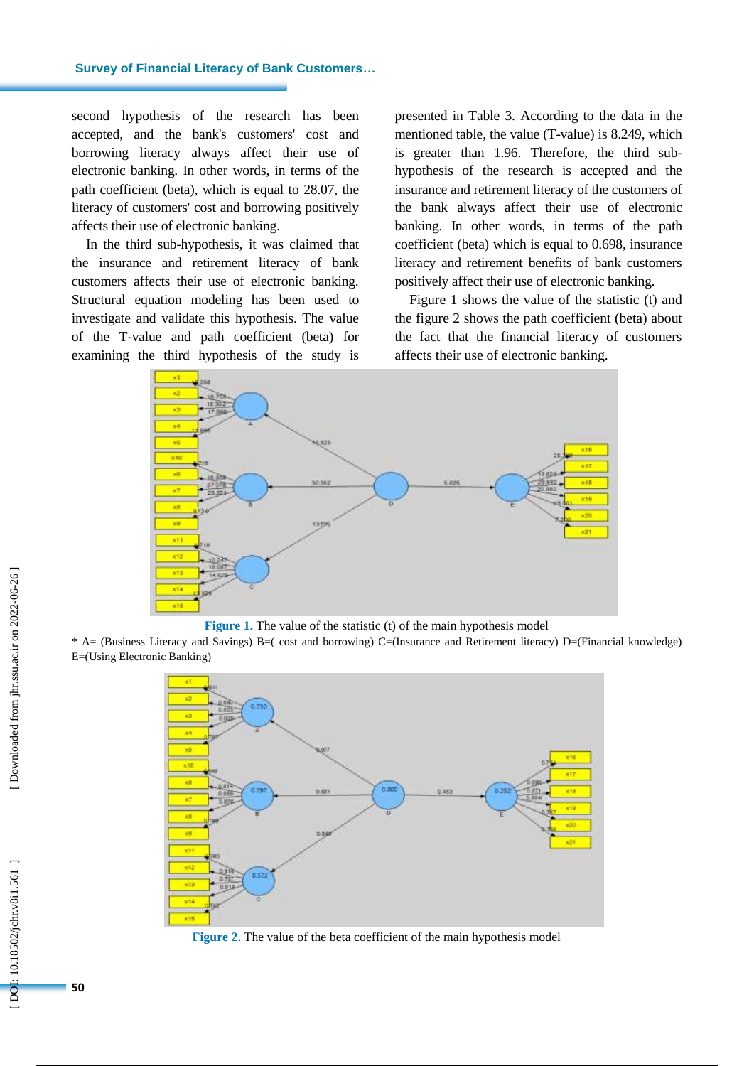second hypothesis of the research has been accepted, and the bank's customers' cost and borrowing literacy always affect their use of electronic banking. In other words, in terms of the path coefficient (beta), which is equal to 28.07, the literacy of customers' cost and borrowing positively affects their use of electronic banking.

In the third sub-hypothesis, it was claimed that the insurance and retirement literacy of bank customers affects their use of electronic banking. Structural equation modeling has been used to investigate and validate this hypothesis. The value of the T-value and path coefficient (beta) for examining the third hypothesis of the study is presented in Table 3. According to the data in the mentioned table, the value (T-value) is 8.249, which is greater than 1.96. Therefore, the third sub-hypothesis of the research is accepted and the insurance and retirement literacy of the customers of the bank always affect their use of electronic banking. In other words, in terms of the path coefficient (beta) which is equal to 0.698, insurance literacy and retirement benefits of bank customers positively affect their use of electronic banking.

Figure 1 shows the value of the statistic (t) and the figure 2 shows the path coefficient (beta) about the fact that the financial literacy of customers affects their use of electronic banking.

**Figure 1.** The value of the statistic (t) of the main hypothesis model

\* A= (Business Literacy and Savings) B=( cost and borrowing) C=(Insurance and Retirement literacy) D=(Financial knowledge) E=(Using Electronic Banking)

**Figure 2.** The value of the beta coefficient of the main hypothesis model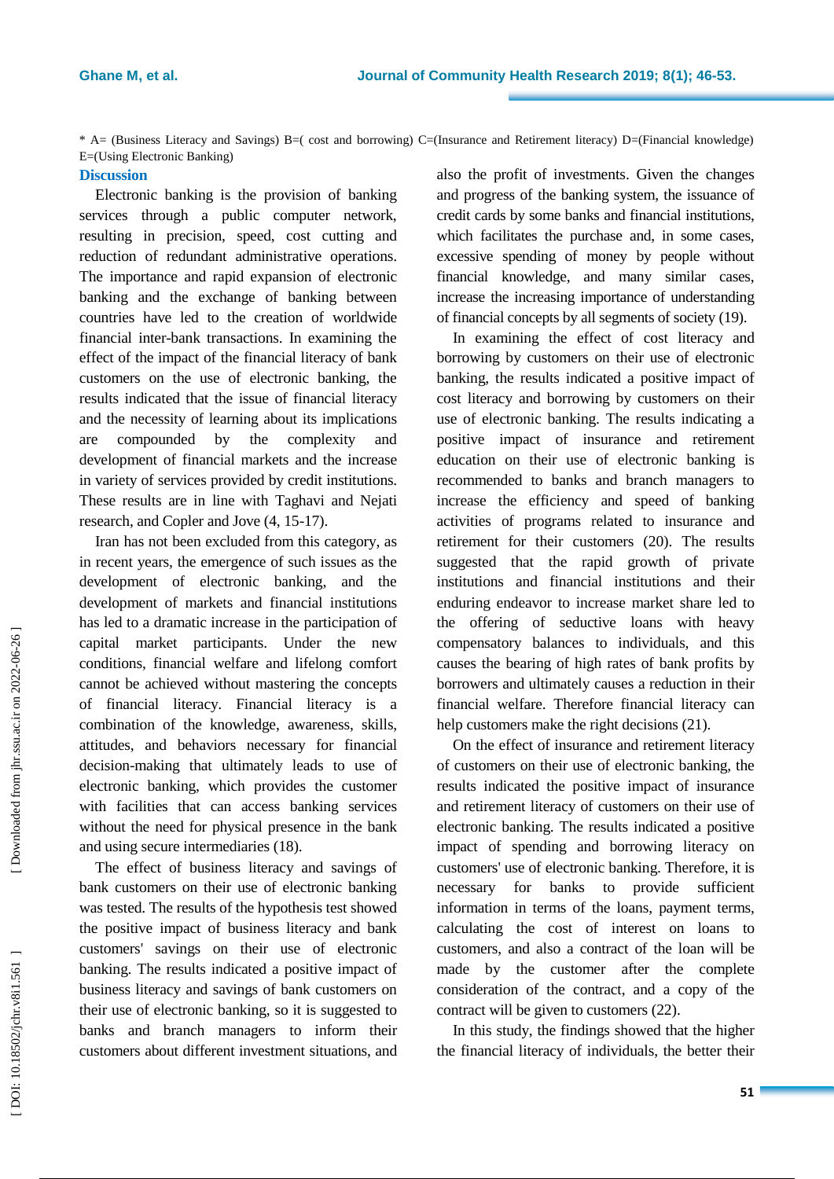\* A= (Business Literacy and Savings) B=( cost and borrowing) C=(Insurance and Retirement literacy) D=(Financial knowledge) E=(Using Electronic Banking)

## Discussion

Electronic banking is the provision of banking services through a public computer network, resulting in precision, speed, cost cutting and reduction of redundant administrative operations. The importance and rapid expansion of electronic banking and the exchange of banking between countries have led to the creation of worldwide financial inter-bank transactions. In examining the effect of the impact of the financial literacy of bank customers on the use of electronic banking, the results indicated that the issue of financial literacy and the necessity of learning about its implications are compounded by the complexity and development of financial markets and the increase in variety of services provided by credit institutions. These results are in line with Taghavi and Nejati research, and Copler and Jove (4, 15-17).

Iran has not been excluded from this category, as in recent years, the emergence of such issues as the development of electronic banking, and the development of markets and financial institutions has led to a dramatic increase in the participation of capital market participants. Under the new conditions, financial welfare and lifelong comfort cannot be achieved without mastering the concepts of financial literacy. Financial literacy is a combination of the knowledge, awareness, skills, attitudes, and behaviors necessary for financial decision-making that ultimately leads to use of electronic banking, which provides the customer with facilities that can access banking services without the need for physical presence in the bank and using secure intermediaries (18).

The effect of business literacy and savings of bank customers on their use of electronic banking was tested. The results of the hypothesis test showed the positive impact of business literacy and bank customers' savings on their use of electronic banking. The results indicated a positive impact of business literacy and savings of bank customers on their use of electronic banking, so it is suggested to banks and branch managers to inform their customers about different investment situations, and also the profit of investments. Given the changes and progress of the banking system, the issuance of credit cards by some banks and financial institutions, which facilitates the purchase and, in some cases, excessive spending of money by people without financial knowledge, and many similar cases, increase the increasing importance of understanding of financial concepts by all segments of society (19).

In examining the effect of cost literacy and borrowing by customers on their use of electronic banking, the results indicated a positive impact of cost literacy and borrowing by customers on their use of electronic banking. The results indicating a positive impact of insurance and retirement education on their use of electronic banking is recommended to banks and branch managers to increase the efficiency and speed of banking activities of programs related to insurance and retirement for their customers (20). The results suggested that the rapid growth of private institutions and financial institutions and their enduring endeavor to increase market share led to the offering of seductive loans with heavy compensatory balances to individuals, and this causes the bearing of high rates of bank profits by borrowers and ultimately causes a reduction in their financial welfare. Therefore financial literacy can help customers make the right decisions (21).

On the effect of insurance and retirement literacy of customers on their use of electronic banking, the results indicated the positive impact of insurance and retirement literacy of customers on their use of electronic banking. The results indicated a positive impact of spending and borrowing literacy on customers' use of electronic banking. Therefore, it is necessary for banks to provide sufficient information in terms of the loans, payment terms, calculating the cost of interest on loans to customers, and also a contract of the loan will be made by the customer after the complete consideration of the contract, and a copy of the contract will be given to customers (22).

In this study, the findings showed that the higher the financial literacy of individuals, the better their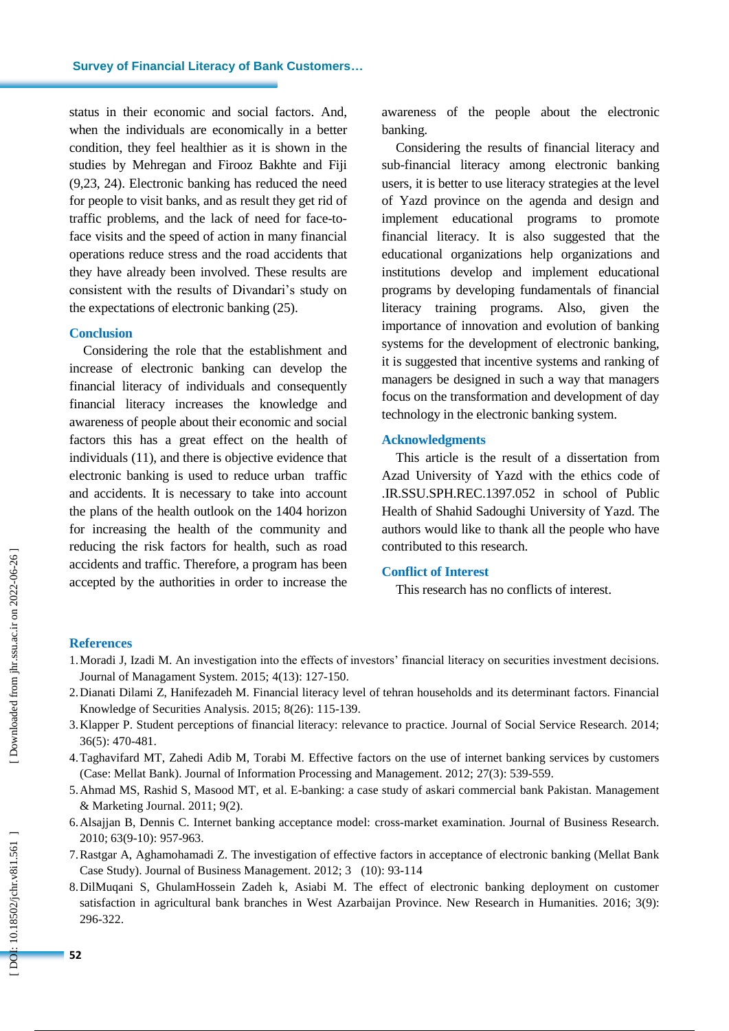status in their economic and social factors. And, when the individuals are economically in a better condition, they feel healthier as it is shown in the studies by Mehregan and Firooz Bakhte and Fiji (9,23, 24). Electronic banking has reduced the need for people to visit banks, and as result they get rid of traffic problems, and the lack of need for face-to-face visits and the speed of action in many financial operations reduce stress and the road accidents that they have already been involved. These results are consistent with the results of Divandari's study on the expectations of electronic banking (25).

## Conclusion

Considering the role that the establishment and increase of electronic banking can develop the financial literacy of individuals and consequently financial literacy increases the knowledge and awareness of people about their economic and social factors this has a great effect on the health of individuals (11), and there is objective evidence that electronic banking is used to reduce urban traffic and accidents. It is necessary to take into account the plans of the health outlook on the 1404 horizon for increasing the health of the community and reducing the risk factors for health, such as road accidents and traffic. Therefore, a program has been accepted by the authorities in order to increase the awareness of the people about the electronic banking.

Considering the results of financial literacy and sub-financial literacy among electronic banking users, it is better to use literacy strategies at the level of Yazd province on the agenda and design and implement educational programs to promote financial literacy. It is also suggested that the educational organizations help organizations and institutions develop and implement educational programs by developing fundamentals of financial literacy training programs. Also, given the importance of innovation and evolution of banking systems for the development of electronic banking, it is suggested that incentive systems and ranking of managers be designed in such a way that managers focus on the transformation and development of day technology in the electronic banking system.

## Acknowledgments

This article is the result of a dissertation from Azad University of Yazd with the ethics code of .IR.SSU.SPH.REC.1397.052 in school of Public Health of Shahid Sadoughi University of Yazd. The authors would like to thank all the people who have contributed to this research.

## Conflict of Interest

This research has no conflicts of interest.

## References

1. Moradi J, Izadi M. An investigation into the effects of investors' financial literacy on securities investment decisions. Journal of Managament System. 2015; 4(13): 127-150.
2. Dianati Dilami Z, Hanifezadeh M. Financial literacy level of tehran households and its determinant factors. Financial Knowledge of Securities Analysis. 2015; 8(26): 115-139.
3. Klapper P. Student perceptions of financial literacy: relevance to practice. Journal of Social Service Research. 2014; 36(5): 470-481.
4. Taghavifard MT, Zahedi Adib M, Torabi M. Effective factors on the use of internet banking services by customers (Case: Mellat Bank). Journal of Information Processing and Management. 2012; 27(3): 539-559.
5. Ahmad MS, Rashid S, Masood MT, et al. E-banking: a case study of askari commercial bank Pakistan. Management & Marketing Journal. 2011; 9(2).
6. Alsajjan B, Dennis C. Internet banking acceptance model: cross-market examination. Journal of Business Research. 2010; 63(9-10): 957-963.
7. Rastgar A, Aghamohamadi Z. The investigation of effective factors in acceptance of electronic banking (Mellat Bank Case Study). Journal of Business Management. 2012; 3 (10): 93-114
8. DilMuqani S, GhulamHossein Zadeh k, Asiabi M. The effect of electronic banking deployment on customer satisfaction in agricultural bank branches in West Azarbaijan Province. New Research in Humanities. 2016; 3(9): 296-322.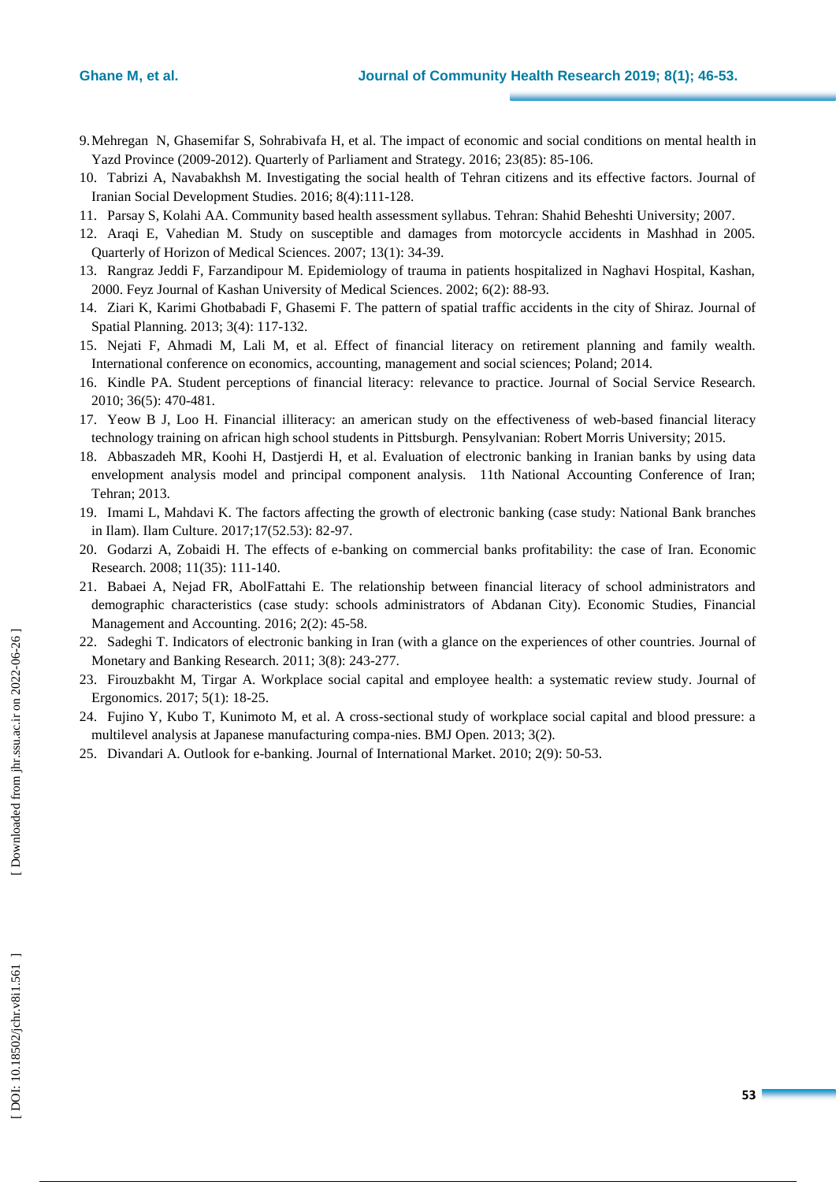9. Mehregan N, Ghasemifar S, Sohrabivafa H, et al. The impact of economic and social conditions on mental health in Yazd Province (2009-2012). Quarterly of Parliament and Strategy. 2016; 23(85): 85-106.
10. Tabrizi A, Navabakhsh M. Investigating the social health of Tehran citizens and its effective factors. Journal of Iranian Social Development Studies. 2016; 8(4):111-128.
11. Parsay S, Kolahi AA. Community based health assessment syllabus. Tehran: Shahid Beheshti University; 2007.
12. Araqi E, Vahedian M. Study on susceptible and damages from motorcycle accidents in Mashhad in 2005. Quarterly of Horizon of Medical Sciences. 2007; 13(1): 34-39.
13. Rangraz Jeddi F, Farzandipour M. Epidemiology of trauma in patients hospitalized in Naghavi Hospital, Kashan, 2000. Feyz Journal of Kashan University of Medical Sciences. 2002; 6(2): 88-93.
14. Ziari K, Karimi Ghotbabadi F, Ghasemi F. The pattern of spatial traffic accidents in the city of Shiraz. Journal of Spatial Planning. 2013; 3(4): 117-132.
15. Nejati F, Ahmadi M, Lali M, et al. Effect of financial literacy on retirement planning and family wealth. International conference on economics, accounting, management and social sciences; Poland; 2014.
16. Kindle PA. Student perceptions of financial literacy: relevance to practice. Journal of Social Service Research. 2010; 36(5): 470-481.
17. Yeow B J, Loo H. Financial illiteracy: an american study on the effectiveness of web-based financial literacy technology training on african high school students in Pittsburgh. Pensylvanian: Robert Morris University; 2015.
18. Abbaszadeh MR, Koohi H, Dastjerdi H, et al. Evaluation of electronic banking in Iranian banks by using data envelopment analysis model and principal component analysis. 11th National Accounting Conference of Iran; Tehran; 2013.
19. Imami L, Mahdavi K. The factors affecting the growth of electronic banking (case study: National Bank branches in Ilam). Ilam Culture. 2017;17(52.53): 82-97.
20. Godarzi A, Zobaidi H. The effects of e-banking on commercial banks profitability: the case of Iran. Economic Research. 2008; 11(35): 111-140.
21. Babaei A, Nejad FR, AbolFattahi E. The relationship between financial literacy of school administrators and demographic characteristics (case study: schools administrators of Abdanan City). Economic Studies, Financial Management and Accounting. 2016; 2(2): 45-58.
22. Sadeghi T. Indicators of electronic banking in Iran (with a glance on the experiences of other countries. Journal of Monetary and Banking Research. 2011; 3(8): 243-277.
23. Firouzbakht M, Tirgar A. Workplace social capital and employee health: a systematic review study. Journal of Ergonomics. 2017; 5(1): 18-25.
24. Fujino Y, Kubo T, Kunimoto M, et al. A cross-sectional study of workplace social capital and blood pressure: a multilevel analysis at Japanese manufacturing compa-nies. BMJ Open. 2013; 3(2).
25. Divandari A. Outlook for e-banking. Journal of International Market. 2010; 2(9): 50-53.